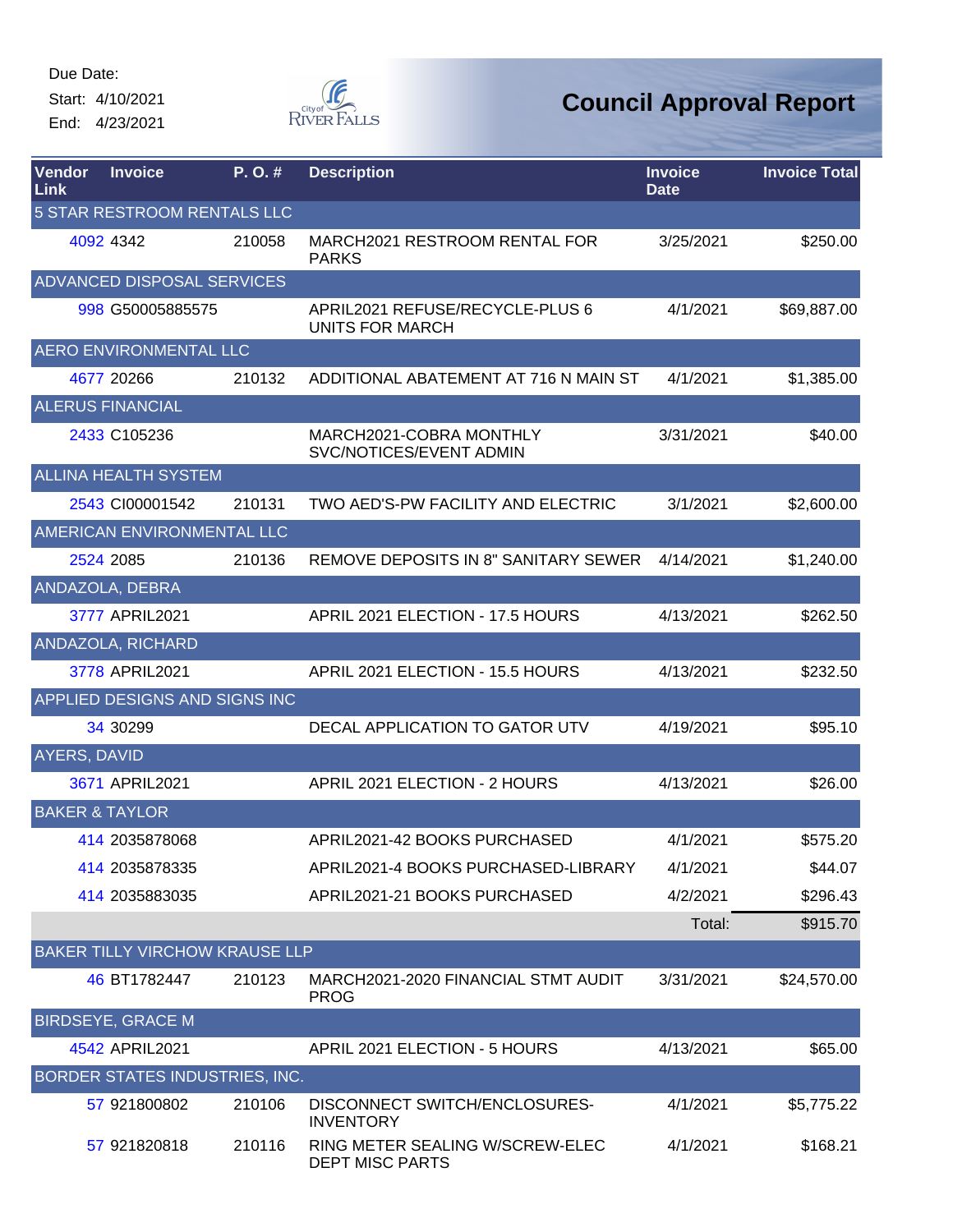Due Date:

Start: 4/10/2021

End: 4/23/2021

City of River Falls

# Council Approval Report

| Vendor Link | Invoice | P. O. # | Description | Invoice Date | Invoice Total |
|---|---|---|---|---|---|
| 5 STAR RESTROOM RENTALS LLC | | | | | |
| 4092 | 4342 | 210058 | MARCH2021 RESTROOM RENTAL FOR PARKS | 3/25/2021 | $250.00 |
| ADVANCED DISPOSAL SERVICES | | | | | |
| 998 | G50005885575 | | APRIL2021 REFUSE/RECYCLE-PLUS 6 UNITS FOR MARCH | 4/1/2021 | $69,887.00 |
| AERO ENVIRONMENTAL LLC | | | | | |
| 4677 | 20266 | 210132 | ADDITIONAL ABATEMENT AT 716 N MAIN ST | 4/1/2021 | $1,385.00 |
| ALERUS FINANCIAL | | | | | |
| 2433 | C105236 | | MARCH2021-COBRA MONTHLY SVC/NOTICES/EVENT ADMIN | 3/31/2021 | $40.00 |
| ALLINA HEALTH SYSTEM | | | | | |
| 2543 | CI00001542 | 210131 | TWO AED'S-PW FACILITY AND ELECTRIC | 3/1/2021 | $2,600.00 |
| AMERICAN ENVIRONMENTAL LLC | | | | | |
| 2524 | 2085 | 210136 | REMOVE DEPOSITS IN 8" SANITARY SEWER | 4/14/2021 | $1,240.00 |
| ANDAZOLA, DEBRA | | | | | |
| 3777 | APRIL2021 | | APRIL 2021 ELECTION - 17.5 HOURS | 4/13/2021 | $262.50 |
| ANDAZOLA, RICHARD | | | | | |
| 3778 | APRIL2021 | | APRIL 2021 ELECTION - 15.5 HOURS | 4/13/2021 | $232.50 |
| APPLIED DESIGNS AND SIGNS INC | | | | | |
| 34 | 30299 | | DECAL APPLICATION TO GATOR UTV | 4/19/2021 | $95.10 |
| AYERS, DAVID | | | | | |
| 3671 | APRIL2021 | | APRIL 2021 ELECTION - 2 HOURS | 4/13/2021 | $26.00 |
| BAKER & TAYLOR | | | | | |
| 414 | 2035878068 | | APRIL2021-42 BOOKS PURCHASED | 4/1/2021 | $575.20 |
| 414 | 2035878335 | | APRIL2021-4 BOOKS PURCHASED-LIBRARY | 4/1/2021 | $44.07 |
| 414 | 2035883035 | | APRIL2021-21 BOOKS PURCHASED | 4/2/2021 | $296.43 |
| | | | | Total: | $915.70 |
| BAKER TILLY VIRCHOW KRAUSE LLP | | | | | |
| 46 | BT1782447 | 210123 | MARCH2021-2020 FINANCIAL STMT AUDIT PROG | 3/31/2021 | $24,570.00 |
| BIRDSEYE, GRACE M | | | | | |
| 4542 | APRIL2021 | | APRIL 2021 ELECTION - 5 HOURS | 4/13/2021 | $65.00 |
| BORDER STATES INDUSTRIES, INC. | | | | | |
| 57 | 921800802 | 210106 | DISCONNECT SWITCH/ENCLOSURES-INVENTORY | 4/1/2021 | $5,775.22 |
| 57 | 921820818 | 210116 | RING METER SEALING W/SCREW-ELEC DEPT MISC PARTS | 4/1/2021 | $168.21 |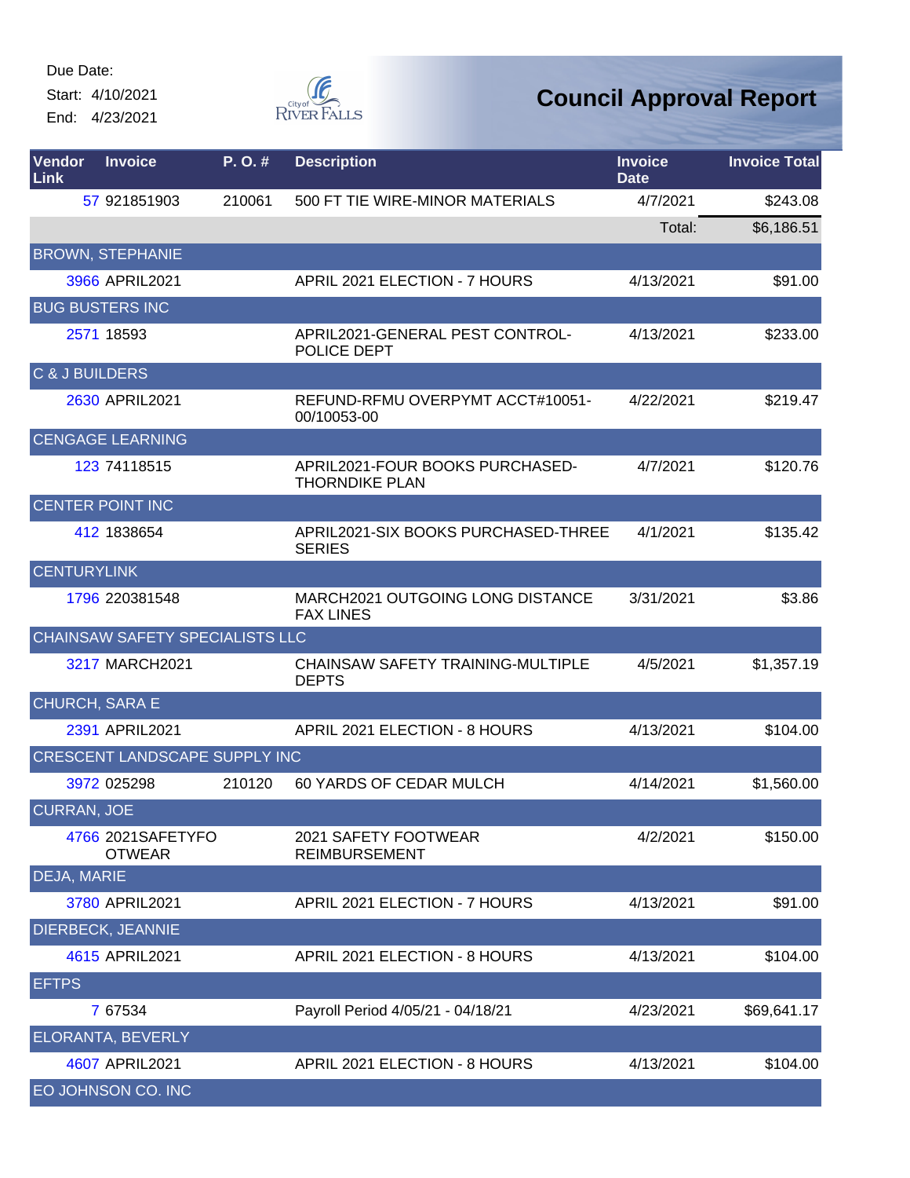Due Date:
Start: 4/10/2021
End: 4/23/2021

# Council Approval Report

| Vendor Link | Invoice | P. O. # | Description | Invoice Date | Invoice Total |
|---|---|---|---|---|---|
| 57 | 921851903 | 210061 | 500 FT TIE WIRE-MINOR MATERIALS | 4/7/2021 | $243.08 |
| | | | | Total: | $6,186.51 |
| BROWN, STEPHANIE | | | | | |
| 3966 | APRIL2021 | | APRIL 2021 ELECTION - 7 HOURS | 4/13/2021 | $91.00 |
| BUG BUSTERS INC | | | | | |
| 2571 | 18593 | | APRIL2021-GENERAL PEST CONTROL-POLICE DEPT | 4/13/2021 | $233.00 |
| C & J BUILDERS | | | | | |
| 2630 | APRIL2021 | | REFUND-RFMU OVERPYMT ACCT#10051-00/10053-00 | 4/22/2021 | $219.47 |
| CENGAGE LEARNING | | | | | |
| 123 | 74118515 | | APRIL2021-FOUR BOOKS PURCHASED-THORNDIKE PLAN | 4/7/2021 | $120.76 |
| CENTER POINT INC | | | | | |
| 412 | 1838654 | | APRIL2021-SIX BOOKS PURCHASED-THREE SERIES | 4/1/2021 | $135.42 |
| CENTURYLINK | | | | | |
| 1796 | 220381548 | | MARCH2021 OUTGOING LONG DISTANCE FAX LINES | 3/31/2021 | $3.86 |
| CHAINSAW SAFETY SPECIALISTS LLC | | | | | |
| 3217 | MARCH2021 | | CHAINSAW SAFETY TRAINING-MULTIPLE DEPTS | 4/5/2021 | $1,357.19 |
| CHURCH, SARA E | | | | | |
| 2391 | APRIL2021 | | APRIL 2021 ELECTION - 8 HOURS | 4/13/2021 | $104.00 |
| CRESCENT LANDSCAPE SUPPLY INC | | | | | |
| 3972 | 025298 | 210120 | 60 YARDS OF CEDAR MULCH | 4/14/2021 | $1,560.00 |
| CURRAN, JOE | | | | | |
| 4766 | 2021SAFETYFOOTWEAR | | 2021 SAFETY FOOTWEAR REIMBURSEMENT | 4/2/2021 | $150.00 |
| DEJA, MARIE | | | | | |
| 3780 | APRIL2021 | | APRIL 2021 ELECTION - 7 HOURS | 4/13/2021 | $91.00 |
| DIERBECK, JEANNIE | | | | | |
| 4615 | APRIL2021 | | APRIL 2021 ELECTION - 8 HOURS | 4/13/2021 | $104.00 |
| EFTPS | | | | | |
| 7 | 67534 | | Payroll Period 4/05/21 - 04/18/21 | 4/23/2021 | $69,641.17 |
| ELORANTA, BEVERLY | | | | | |
| 4607 | APRIL2021 | | APRIL 2021 ELECTION - 8 HOURS | 4/13/2021 | $104.00 |
| EO JOHNSON CO. INC | | | | | |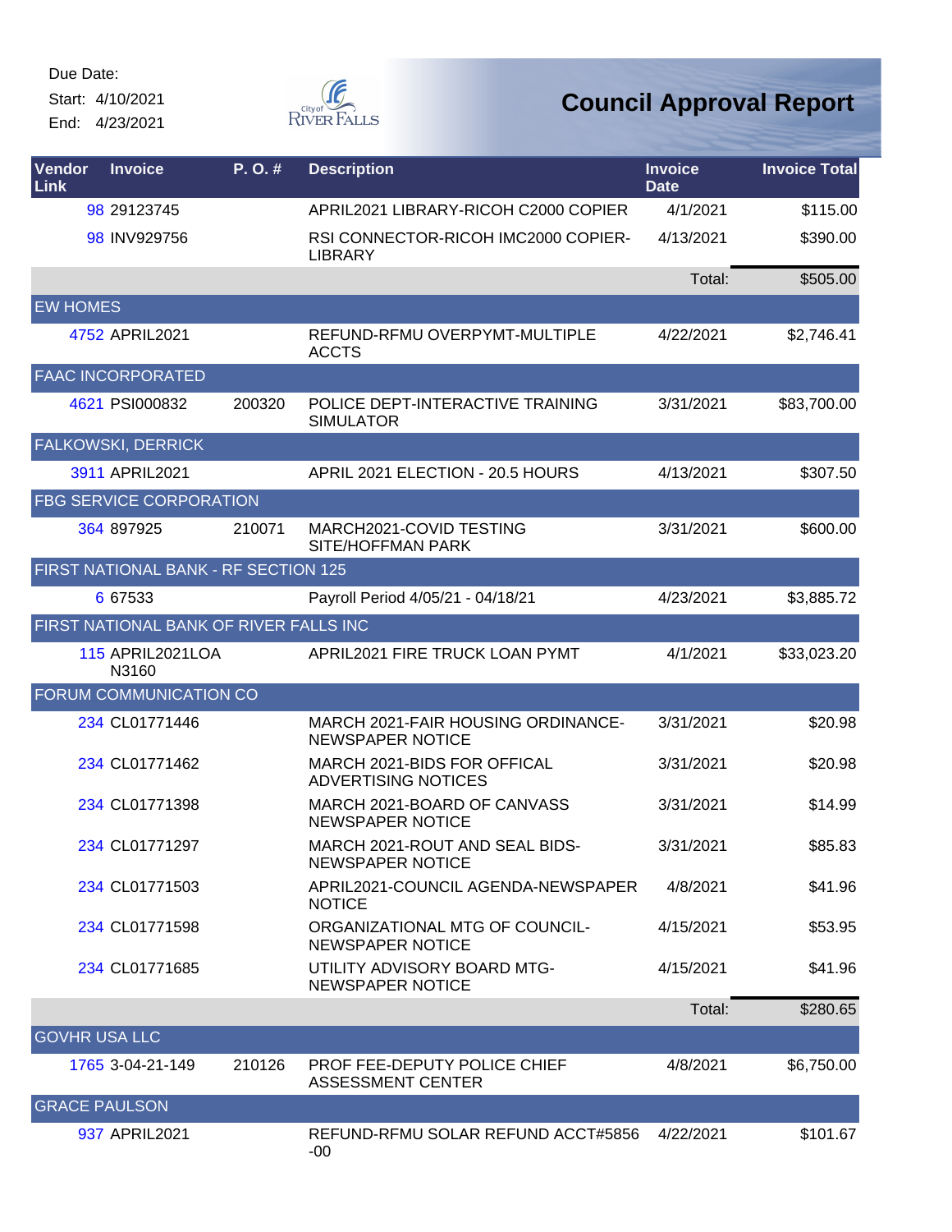Due Date:
Start: 4/10/2021
End: 4/23/2021

# Council Approval Report

| Vendor Link | Invoice | P. O. # | Description | Invoice Date | Invoice Total |
|---|---|---|---|---|---|
| 98 | 29123745 | | APRIL2021 LIBRARY-RICOH C2000 COPIER | 4/1/2021 | $115.00 |
| 98 | INV929756 | | RSI CONNECTOR-RICOH IMC2000 COPIER-LIBRARY | 4/13/2021 | $390.00 |
| | | | | Total: | $505.00 |
| EW HOMES | | | | | |
| 4752 | APRIL2021 | | REFUND-RFMU OVERPYMT-MULTIPLE ACCTS | 4/22/2021 | $2,746.41 |
| FAAC INCORPORATED | | | | | |
| 4621 | PSI000832 | 200320 | POLICE DEPT-INTERACTIVE TRAINING SIMULATOR | 3/31/2021 | $83,700.00 |
| FALKOWSKI, DERRICK | | | | | |
| 3911 | APRIL2021 | | APRIL 2021 ELECTION - 20.5 HOURS | 4/13/2021 | $307.50 |
| FBG SERVICE CORPORATION | | | | | |
| 364 | 897925 | 210071 | MARCH2021-COVID TESTING SITE/HOFFMAN PARK | 3/31/2021 | $600.00 |
| FIRST NATIONAL BANK - RF SECTION 125 | | | | | |
| 6 | 67533 | | Payroll Period 4/05/21 - 04/18/21 | 4/23/2021 | $3,885.72 |
| FIRST NATIONAL BANK OF RIVER FALLS INC | | | | | |
| 115 | APRIL2021LOAN3160 | | APRIL2021 FIRE TRUCK LOAN PYMT | 4/1/2021 | $33,023.20 |
| FORUM COMMUNICATION CO | | | | | |
| 234 | CL01771446 | | MARCH 2021-FAIR HOUSING ORDINANCE-NEWSPAPER NOTICE | 3/31/2021 | $20.98 |
| 234 | CL01771462 | | MARCH 2021-BIDS FOR OFFICAL ADVERTISING NOTICES | 3/31/2021 | $20.98 |
| 234 | CL01771398 | | MARCH 2021-BOARD OF CANVASS NEWSPAPER NOTICE | 3/31/2021 | $14.99 |
| 234 | CL01771297 | | MARCH 2021-ROUT AND SEAL BIDS-NEWSPAPER NOTICE | 3/31/2021 | $85.83 |
| 234 | CL01771503 | | APRIL2021-COUNCIL AGENDA-NEWSPAPER NOTICE | 4/8/2021 | $41.96 |
| 234 | CL01771598 | | ORGANIZATIONAL MTG OF COUNCIL-NEWSPAPER NOTICE | 4/15/2021 | $53.95 |
| 234 | CL01771685 | | UTILITY ADVISORY BOARD MTG-NEWSPAPER NOTICE | 4/15/2021 | $41.96 |
| | | | | Total: | $280.65 |
| GOVHR USA LLC | | | | | |
| 1765 | 3-04-21-149 | 210126 | PROF FEE-DEPUTY POLICE CHIEF ASSESSMENT CENTER | 4/8/2021 | $6,750.00 |
| GRACE PAULSON | | | | | |
| 937 | APRIL2021 | | REFUND-RFMU SOLAR REFUND ACCT#5856-00 | 4/22/2021 | $101.67 |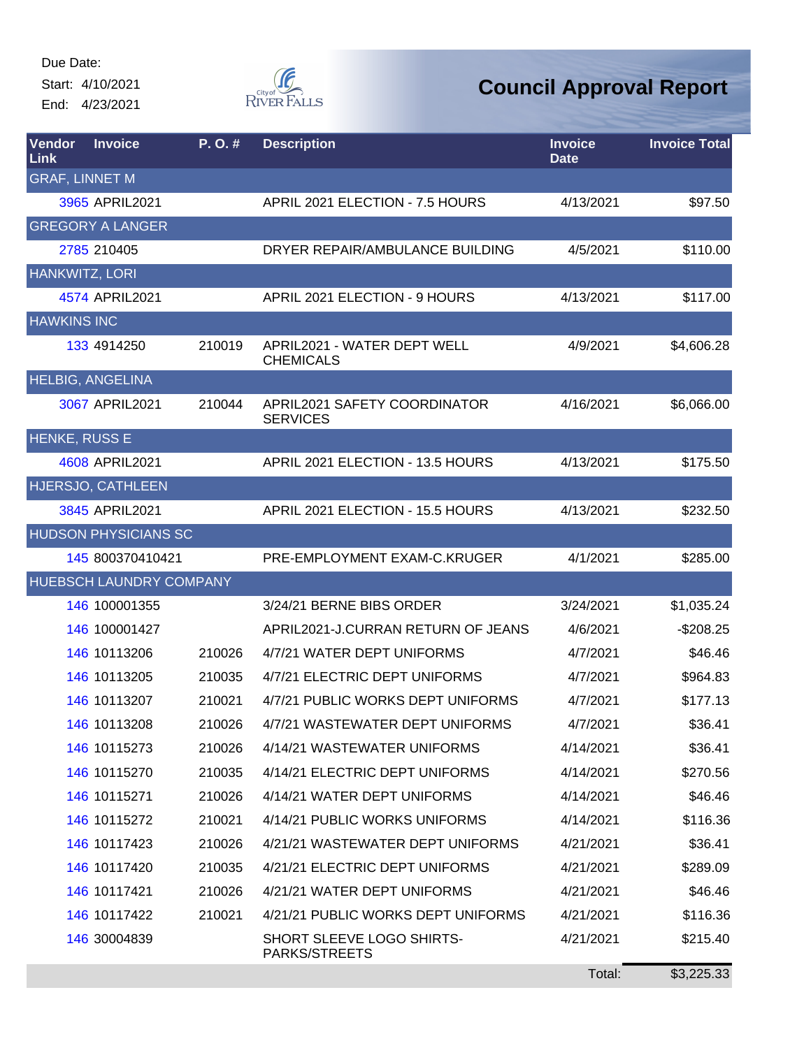Due Date:
Start: 4/10/2021
End: 4/23/2021

City of River Falls

# Council Approval Report

| Vendor Link | Invoice | P. O. # | Description | Invoice Date | Invoice Total |
|---|---|---|---|---|---|
| GRAF, LINNET M | | | | | |
| 3965 | APRIL2021 | | APRIL 2021 ELECTION - 7.5 HOURS | 4/13/2021 | $97.50 |
| GREGORY A LANGER | | | | | |
| 2785 | 210405 | | DRYER REPAIR/AMBULANCE BUILDING | 4/5/2021 | $110.00 |
| HANKWITZ, LORI | | | | | |
| 4574 | APRIL2021 | | APRIL 2021 ELECTION - 9 HOURS | 4/13/2021 | $117.00 |
| HAWKINS INC | | | | | |
| 133 | 4914250 | 210019 | APRIL2021 - WATER DEPT WELL CHEMICALS | 4/9/2021 | $4,606.28 |
| HELBIG, ANGELINA | | | | | |
| 3067 | APRIL2021 | 210044 | APRIL2021 SAFETY COORDINATOR SERVICES | 4/16/2021 | $6,066.00 |
| HENKE, RUSS E | | | | | |
| 4608 | APRIL2021 | | APRIL 2021 ELECTION - 13.5 HOURS | 4/13/2021 | $175.50 |
| HJERSJO, CATHLEEN | | | | | |
| 3845 | APRIL2021 | | APRIL 2021 ELECTION - 15.5 HOURS | 4/13/2021 | $232.50 |
| HUDSON PHYSICIANS SC | | | | | |
| 145 | 800370410421 | | PRE-EMPLOYMENT EXAM-C.KRUGER | 4/1/2021 | $285.00 |
| HUEBSCH LAUNDRY COMPANY | | | | | |
| 146 | 100001355 | | 3/24/21 BERNE BIBS ORDER | 3/24/2021 | $1,035.24 |
| 146 | 100001427 | | APRIL2021-J.CURRAN RETURN OF JEANS | 4/6/2021 | -$208.25 |
| 146 | 10113206 | 210026 | 4/7/21 WATER DEPT UNIFORMS | 4/7/2021 | $46.46 |
| 146 | 10113205 | 210035 | 4/7/21 ELECTRIC DEPT UNIFORMS | 4/7/2021 | $964.83 |
| 146 | 10113207 | 210021 | 4/7/21 PUBLIC WORKS DEPT UNIFORMS | 4/7/2021 | $177.13 |
| 146 | 10113208 | 210026 | 4/7/21 WASTEWATER DEPT UNIFORMS | 4/7/2021 | $36.41 |
| 146 | 10115273 | 210026 | 4/14/21 WASTEWATER UNIFORMS | 4/14/2021 | $36.41 |
| 146 | 10115270 | 210035 | 4/14/21 ELECTRIC DEPT UNIFORMS | 4/14/2021 | $270.56 |
| 146 | 10115271 | 210026 | 4/14/21 WATER DEPT UNIFORMS | 4/14/2021 | $46.46 |
| 146 | 10115272 | 210021 | 4/14/21 PUBLIC WORKS UNIFORMS | 4/14/2021 | $116.36 |
| 146 | 10117423 | 210026 | 4/21/21 WASTEWATER DEPT UNIFORMS | 4/21/2021 | $36.41 |
| 146 | 10117420 | 210035 | 4/21/21 ELECTRIC DEPT UNIFORMS | 4/21/2021 | $289.09 |
| 146 | 10117421 | 210026 | 4/21/21 WATER DEPT UNIFORMS | 4/21/2021 | $46.46 |
| 146 | 10117422 | 210021 | 4/21/21 PUBLIC WORKS DEPT UNIFORMS | 4/21/2021 | $116.36 |
| 146 | 30004839 | | SHORT SLEEVE LOGO SHIRTS-PARKS/STREETS | 4/21/2021 | $215.40 |
| | | | | Total: | $3,225.33 |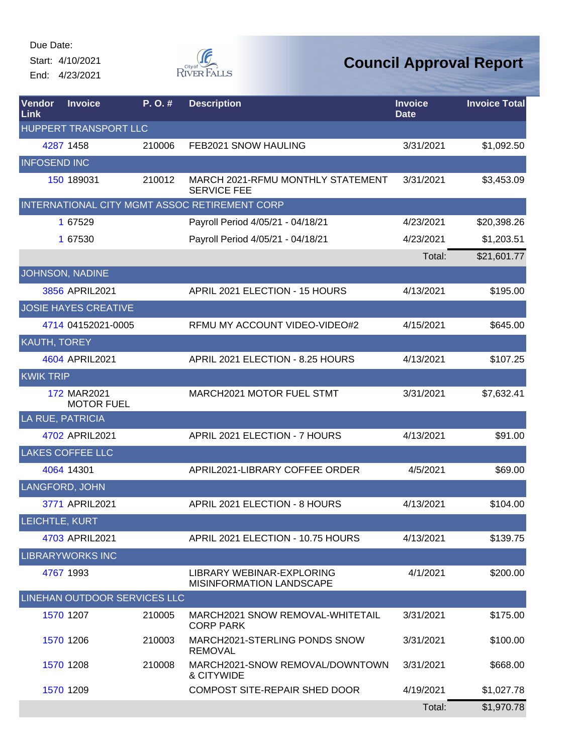Due Date:
Start: 4/10/2021
End: 4/23/2021

City of River Falls

# Council Approval Report

| Vendor Link | Invoice | P. O. # | Description | Invoice Date | Invoice Total |
|---|---|---|---|---|---|
| HUPPERT TRANSPORT LLC | | | | | |
| 4287 | 1458 | 210006 | FEB2021 SNOW HAULING | 3/31/2021 | $1,092.50 |
| INFOSEND INC | | | | | |
| 150 | 189031 | 210012 | MARCH 2021-RFMU MONTHLY STATEMENT SERVICE FEE | 3/31/2021 | $3,453.09 |
| INTERNATIONAL CITY MGMT ASSOC RETIREMENT CORP | | | | | |
| 1 | 67529 | | Payroll Period 4/05/21 - 04/18/21 | 4/23/2021 | $20,398.26 |
| 1 | 67530 | | Payroll Period 4/05/21 - 04/18/21 | 4/23/2021 | $1,203.51 |
| | | | | Total: | $21,601.77 |
| JOHNSON, NADINE | | | | | |
| 3856 | APRIL2021 | | APRIL 2021 ELECTION - 15 HOURS | 4/13/2021 | $195.00 |
| JOSIE HAYES CREATIVE | | | | | |
| 4714 | 04152021-0005 | | RFMU MY ACCOUNT VIDEO-VIDEO#2 | 4/15/2021 | $645.00 |
| KAUTH, TOREY | | | | | |
| 4604 | APRIL2021 | | APRIL 2021 ELECTION - 8.25 HOURS | 4/13/2021 | $107.25 |
| KWIK TRIP | | | | | |
| 172 | MAR2021 MOTOR FUEL | | MARCH2021 MOTOR FUEL STMT | 3/31/2021 | $7,632.41 |
| LA RUE, PATRICIA | | | | | |
| 4702 | APRIL2021 | | APRIL 2021 ELECTION - 7 HOURS | 4/13/2021 | $91.00 |
| LAKES COFFEE LLC | | | | | |
| 4064 | 14301 | | APRIL2021-LIBRARY COFFEE ORDER | 4/5/2021 | $69.00 |
| LANGFORD, JOHN | | | | | |
| 3771 | APRIL2021 | | APRIL 2021 ELECTION - 8 HOURS | 4/13/2021 | $104.00 |
| LEICHTLE, KURT | | | | | |
| 4703 | APRIL2021 | | APRIL 2021 ELECTION - 10.75 HOURS | 4/13/2021 | $139.75 |
| LIBRARYWORKS INC | | | | | |
| 4767 | 1993 | | LIBRARY WEBINAR-EXPLORING MISINFORMATION LANDSCAPE | 4/1/2021 | $200.00 |
| LINEHAN OUTDOOR SERVICES LLC | | | | | |
| 1570 | 1207 | 210005 | MARCH2021 SNOW REMOVAL-WHITETAIL CORP PARK | 3/31/2021 | $175.00 |
| 1570 | 1206 | 210003 | MARCH2021-STERLING PONDS SNOW REMOVAL | 3/31/2021 | $100.00 |
| 1570 | 1208 | 210008 | MARCH2021-SNOW REMOVAL/DOWNTOWN & CITYWIDE | 3/31/2021 | $668.00 |
| 1570 | 1209 | | COMPOST SITE-REPAIR SHED DOOR | 4/19/2021 | $1,027.78 |
| | | | | Total: | $1,970.78 |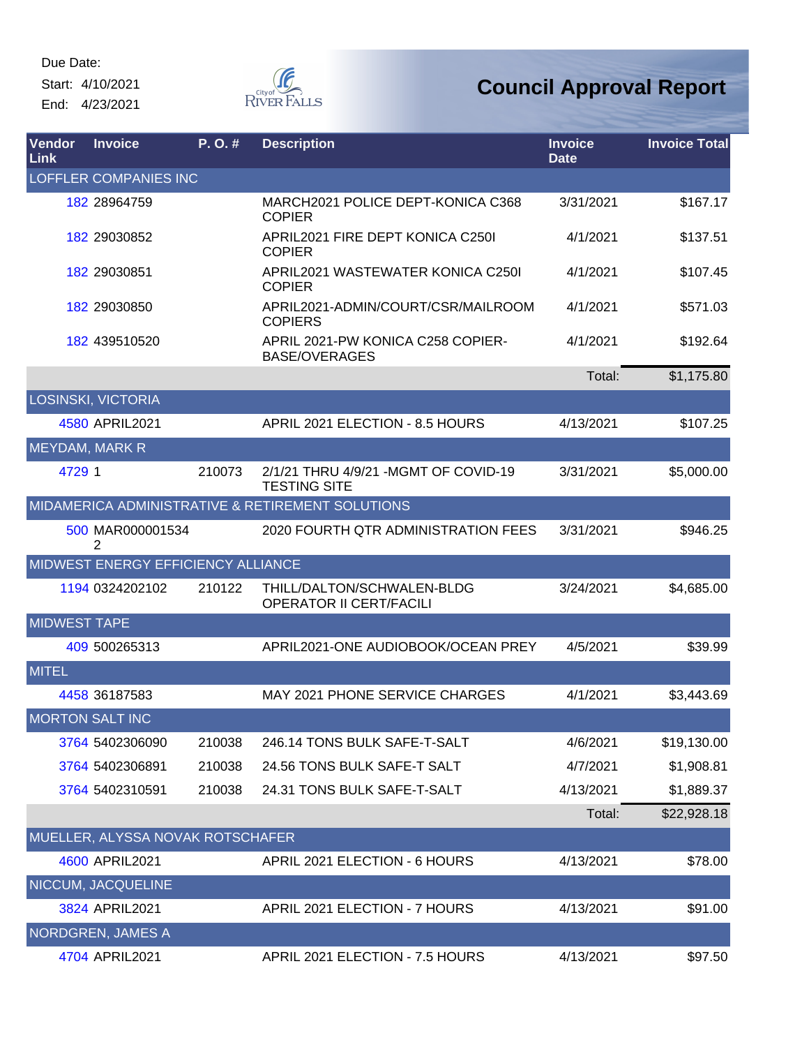Due Date:
Start: 4/10/2021
End: 4/23/2021

# Council Approval Report

| Vendor Link | Invoice | P. O. # | Description | Invoice Date | Invoice Total |
|---|---|---|---|---|---|
| LOFFLER COMPANIES INC | | | | | |
| 182 | 28964759 | | MARCH2021 POLICE DEPT-KONICA C368 COPIER | 3/31/2021 | $167.17 |
| 182 | 29030852 | | APRIL2021 FIRE DEPT KONICA C250I COPIER | 4/1/2021 | $137.51 |
| 182 | 29030851 | | APRIL2021 WASTEWATER KONICA C250I COPIER | 4/1/2021 | $107.45 |
| 182 | 29030850 | | APRIL2021-ADMIN/COURT/CSR/MAILROOM COPIERS | 4/1/2021 | $571.03 |
| 182 | 439510520 | | APRIL 2021-PW KONICA C258 COPIER-BASE/OVERAGES | 4/1/2021 | $192.64 |
| | | | | Total: | $1,175.80 |
| LOSINSKI, VICTORIA | | | | | |
| 4580 | APRIL2021 | | APRIL 2021 ELECTION - 8.5 HOURS | 4/13/2021 | $107.25 |
| MEYDAM, MARK R | | | | | |
| 4729 | 1 | 210073 | 2/1/21 THRU 4/9/21 -MGMT OF COVID-19 TESTING SITE | 3/31/2021 | $5,000.00 |
| MIDAMERICA ADMINISTRATIVE & RETIREMENT SOLUTIONS | | | | | |
| 500 | MAR0000015342 | | 2020 FOURTH QTR ADMINISTRATION FEES | 3/31/2021 | $946.25 |
| MIDWEST ENERGY EFFICIENCY ALLIANCE | | | | | |
| 1194 | 0324202102 | 210122 | THILL/DALTON/SCHWALEN-BLDG OPERATOR II CERT/FACILI | 3/24/2021 | $4,685.00 |
| MIDWEST TAPE | | | | | |
| 409 | 500265313 | | APRIL2021-ONE AUDIOBOOK/OCEAN PREY | 4/5/2021 | $39.99 |
| MITEL | | | | | |
| 4458 | 36187583 | | MAY 2021 PHONE SERVICE CHARGES | 4/1/2021 | $3,443.69 |
| MORTON SALT INC | | | | | |
| 3764 | 5402306090 | 210038 | 246.14 TONS BULK SAFE-T-SALT | 4/6/2021 | $19,130.00 |
| 3764 | 5402306891 | 210038 | 24.56 TONS BULK SAFE-T SALT | 4/7/2021 | $1,908.81 |
| 3764 | 5402310591 | 210038 | 24.31 TONS BULK SAFE-T-SALT | 4/13/2021 | $1,889.37 |
| | | | | Total: | $22,928.18 |
| MUELLER, ALYSSA NOVAK ROTSCHAFER | | | | | |
| 4600 | APRIL2021 | | APRIL 2021 ELECTION - 6 HOURS | 4/13/2021 | $78.00 |
| NICCUM, JACQUELINE | | | | | |
| 3824 | APRIL2021 | | APRIL 2021 ELECTION - 7 HOURS | 4/13/2021 | $91.00 |
| NORDGREN, JAMES A | | | | | |
| 4704 | APRIL2021 | | APRIL 2021 ELECTION - 7.5 HOURS | 4/13/2021 | $97.50 |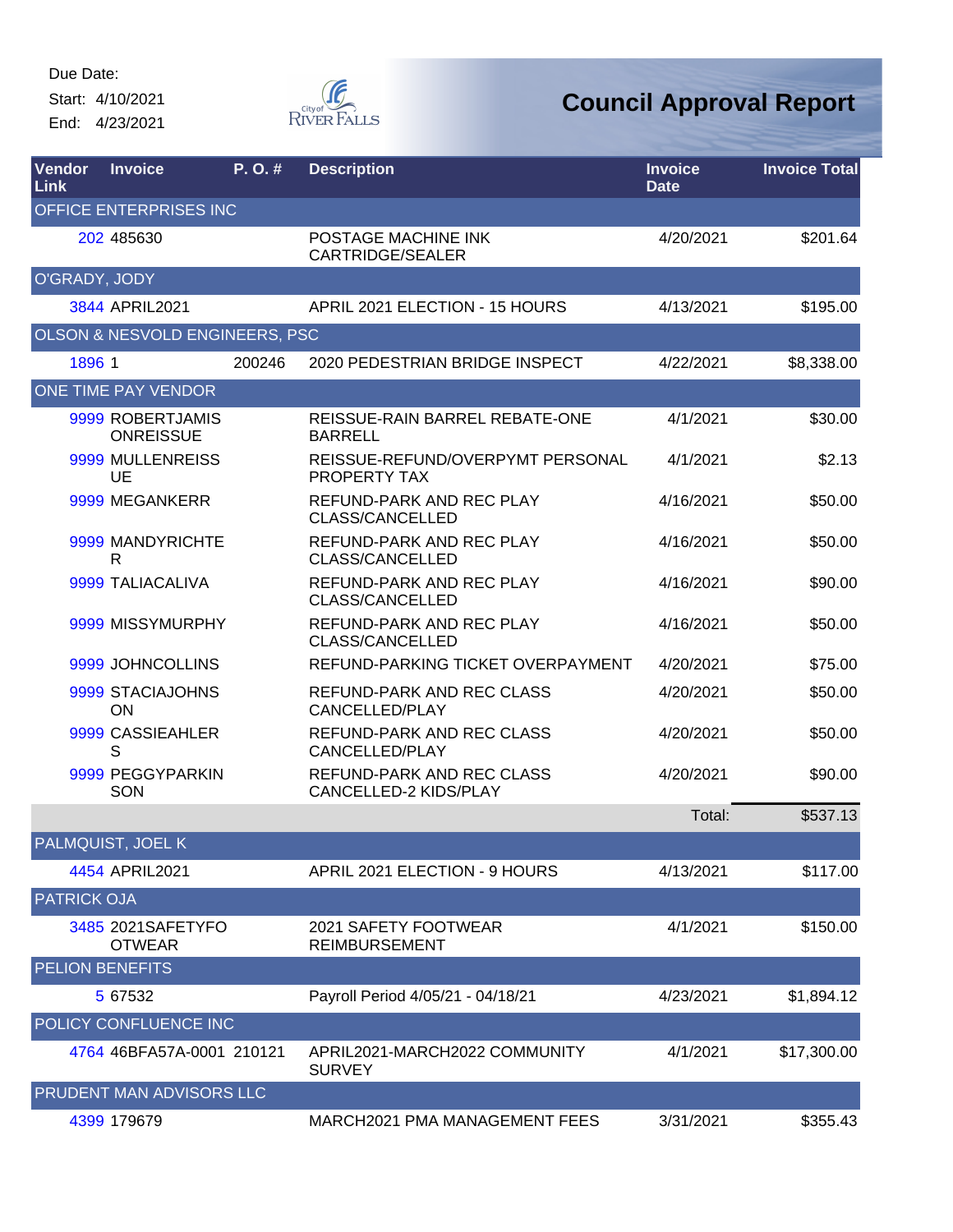Due Date:

Start: 4/10/2021

End: 4/23/2021

City of River Falls

# Council Approval Report

| Vendor Link | Invoice | P. O. # | Description | Invoice Date | Invoice Total |
|---|---|---|---|---|---|
| OFFICE ENTERPRISES INC | | | | | |
| 202 | 485630 | | POSTAGE MACHINE INK CARTRIDGE/SEALER | 4/20/2021 | $201.64 |
| O'GRADY, JODY | | | | | |
| 3844 | APRIL2021 | | APRIL 2021 ELECTION - 15 HOURS | 4/13/2021 | $195.00 |
| OLSON & NESVOLD ENGINEERS, PSC | | | | | |
| 1896 | 1 | 200246 | 2020 PEDESTRIAN BRIDGE INSPECT | 4/22/2021 | $8,338.00 |
| ONE TIME PAY VENDOR | | | | | |
| 9999 | ROBERTJAMISONREISSUE | | REISSUE-RAIN BARREL REBATE-ONE BARRELL | 4/1/2021 | $30.00 |
| 9999 | MULLENREISSUE | | REISSUE-REFUND/OVERPYMT PERSONAL PROPERTY TAX | 4/1/2021 | $2.13 |
| 9999 | MEGANKERR | | REFUND-PARK AND REC PLAY CLASS/CANCELLED | 4/16/2021 | $50.00 |
| 9999 | MANDYRICHTER | | REFUND-PARK AND REC PLAY CLASS/CANCELLED | 4/16/2021 | $50.00 |
| 9999 | TALIACALIVA | | REFUND-PARK AND REC PLAY CLASS/CANCELLED | 4/16/2021 | $90.00 |
| 9999 | MISSYMURPHY | | REFUND-PARK AND REC PLAY CLASS/CANCELLED | 4/16/2021 | $50.00 |
| 9999 | JOHNCOLLINS | | REFUND-PARKING TICKET OVERPAYMENT | 4/20/2021 | $75.00 |
| 9999 | STACIAJOHNSON | | REFUND-PARK AND REC CLASS CANCELLED/PLAY | 4/20/2021 | $50.00 |
| 9999 | CASSIEAHLERS | | REFUND-PARK AND REC CLASS CANCELLED/PLAY | 4/20/2021 | $50.00 |
| 9999 | PEGGYPARKINSON | | REFUND-PARK AND REC CLASS CANCELLED-2 KIDS/PLAY | 4/20/2021 | $90.00 |
| | | | | Total: | $537.13 |
| PALMQUIST, JOEL K | | | | | |
| 4454 | APRIL2021 | | APRIL 2021 ELECTION - 9 HOURS | 4/13/2021 | $117.00 |
| PATRICK OJA | | | | | |
| 3485 | 2021SAFETYFOOTWEAR | | 2021 SAFETY FOOTWEAR REIMBURSEMENT | 4/1/2021 | $150.00 |
| PELION BENEFITS | | | | | |
| 5 | 67532 | | Payroll Period 4/05/21 - 04/18/21 | 4/23/2021 | $1,894.12 |
| POLICY CONFLUENCE INC | | | | | |
| 4764 | 46BFA57A-0001 | 210121 | APRIL2021-MARCH2022 COMMUNITY SURVEY | 4/1/2021 | $17,300.00 |
| PRUDENT MAN ADVISORS LLC | | | | | |
| 4399 | 179679 | | MARCH2021 PMA MANAGEMENT FEES | 3/31/2021 | $355.43 |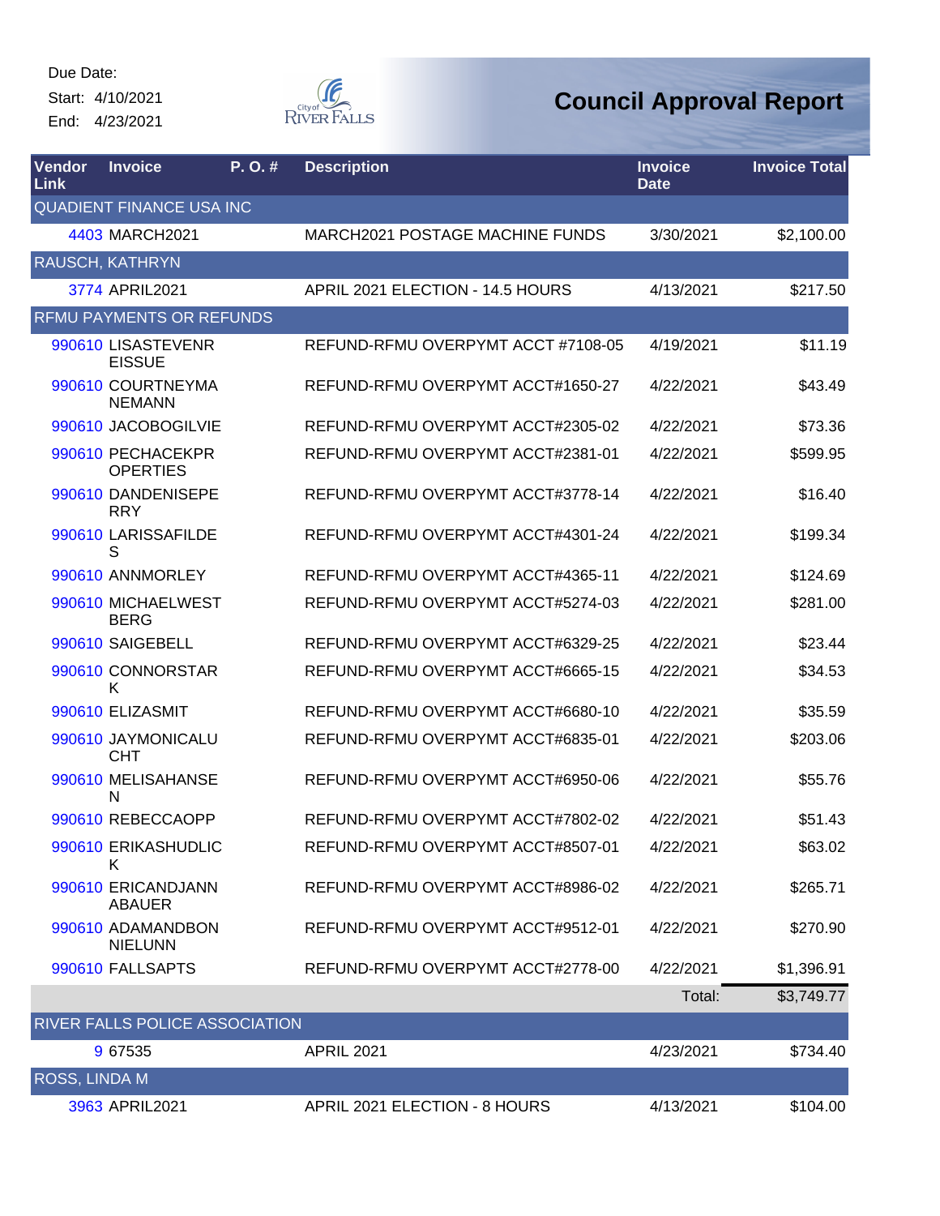Due Date:
Start: 4/10/2021
End: 4/23/2021

City of River Falls

# Council Approval Report

| Vendor Link | Invoice | P. O. # | Description | Invoice Date | Invoice Total |
|---|---|---|---|---|---|
| QUADIENT FINANCE USA INC | | | | | |
| 4403 | MARCH2021 | | MARCH2021 POSTAGE MACHINE FUNDS | 3/30/2021 | $2,100.00 |
| RAUSCH, KATHRYN | | | | | |
| 3774 | APRIL2021 | | APRIL 2021 ELECTION - 14.5 HOURS | 4/13/2021 | $217.50 |
| RFMU PAYMENTS OR REFUNDS | | | | | |
| 990610 | LISASTEVENREISSUE | | REFUND-RFMU OVERPYMT ACCT #7108-05 | 4/19/2021 | $11.19 |
| 990610 | COURTNEYMANEMANN | | REFUND-RFMU OVERPYMT ACCT#1650-27 | 4/22/2021 | $43.49 |
| 990610 | JACOBOGILVIE | | REFUND-RFMU OVERPYMT ACCT#2305-02 | 4/22/2021 | $73.36 |
| 990610 | PECHACEKPROPERTIES | | REFUND-RFMU OVERPYMT ACCT#2381-01 | 4/22/2021 | $599.95 |
| 990610 | DANDENISEPERRY | | REFUND-RFMU OVERPYMT ACCT#3778-14 | 4/22/2021 | $16.40 |
| 990610 | LARISSAFILDES | | REFUND-RFMU OVERPYMT ACCT#4301-24 | 4/22/2021 | $199.34 |
| 990610 | ANNMORLEY | | REFUND-RFMU OVERPYMT ACCT#4365-11 | 4/22/2021 | $124.69 |
| 990610 | MICHAELWESTBERG | | REFUND-RFMU OVERPYMT ACCT#5274-03 | 4/22/2021 | $281.00 |
| 990610 | SAIGEBELL | | REFUND-RFMU OVERPYMT ACCT#6329-25 | 4/22/2021 | $23.44 |
| 990610 | CONNORSTARK | | REFUND-RFMU OVERPYMT ACCT#6665-15 | 4/22/2021 | $34.53 |
| 990610 | ELIZASMIT | | REFUND-RFMU OVERPYMT ACCT#6680-10 | 4/22/2021 | $35.59 |
| 990610 | JAYMONICALUCHT | | REFUND-RFMU OVERPYMT ACCT#6835-01 | 4/22/2021 | $203.06 |
| 990610 | MELISAHANSEN | | REFUND-RFMU OVERPYMT ACCT#6950-06 | 4/22/2021 | $55.76 |
| 990610 | REBECCAOPP | | REFUND-RFMU OVERPYMT ACCT#7802-02 | 4/22/2021 | $51.43 |
| 990610 | ERIKASHUDLICK | | REFUND-RFMU OVERPYMT ACCT#8507-01 | 4/22/2021 | $63.02 |
| 990610 | ERICANDJANNABAUER | | REFUND-RFMU OVERPYMT ACCT#8986-02 | 4/22/2021 | $265.71 |
| 990610 | ADAMANDBONNIELUNN | | REFUND-RFMU OVERPYMT ACCT#9512-01 | 4/22/2021 | $270.90 |
| 990610 | FALLSAPTS | | REFUND-RFMU OVERPYMT ACCT#2778-00 | 4/22/2021 | $1,396.91 |
| | | | | Total: | $3,749.77 |
| RIVER FALLS POLICE ASSOCIATION | | | | | |
| 9 | 67535 | | APRIL 2021 | 4/23/2021 | $734.40 |
| ROSS, LINDA M | | | | | |
| 3963 | APRIL2021 | | APRIL 2021 ELECTION - 8 HOURS | 4/13/2021 | $104.00 |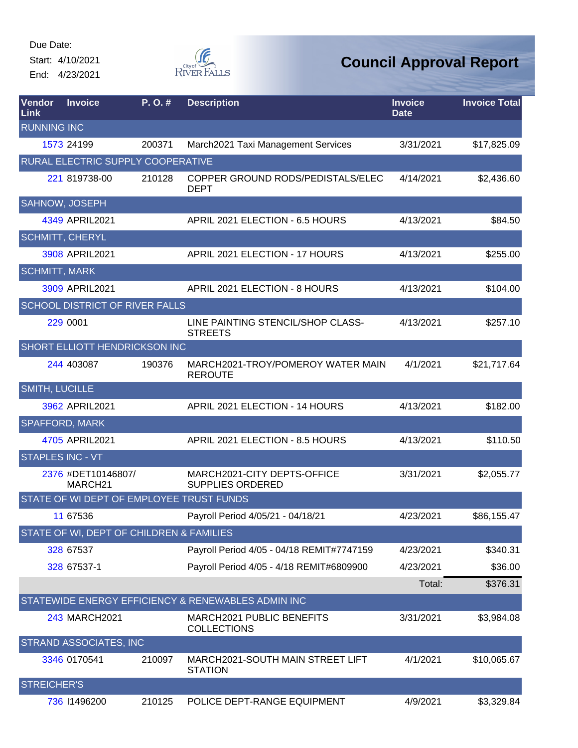Due Date:
Start: 4/10/2021
End: 4/23/2021

City of River Falls

# Council Approval Report

| Vendor Link | Invoice | P. O. # | Description | Invoice Date | Invoice Total |
|---|---|---|---|---|---|
| RUNNING INC | | | | | |
| 1573 | 24199 | 200371 | March2021 Taxi Management Services | 3/31/2021 | $17,825.09 |
| RURAL ELECTRIC SUPPLY COOPERATIVE | | | | | |
| 221 | 819738-00 | 210128 | COPPER GROUND RODS/PEDISTALS/ELEC DEPT | 4/14/2021 | $2,436.60 |
| SAHNOW, JOSEPH | | | | | |
| 4349 | APRIL2021 | | APRIL 2021 ELECTION - 6.5 HOURS | 4/13/2021 | $84.50 |
| SCHMITT, CHERYL | | | | | |
| 3908 | APRIL2021 | | APRIL 2021 ELECTION - 17 HOURS | 4/13/2021 | $255.00 |
| SCHMITT, MARK | | | | | |
| 3909 | APRIL2021 | | APRIL 2021 ELECTION - 8 HOURS | 4/13/2021 | $104.00 |
| SCHOOL DISTRICT OF RIVER FALLS | | | | | |
| 229 | 0001 | | LINE PAINTING STENCIL/SHOP CLASS-STREETS | 4/13/2021 | $257.10 |
| SHORT ELLIOTT HENDRICKSON INC | | | | | |
| 244 | 403087 | 190376 | MARCH2021-TROY/POMEROY WATER MAIN REROUTE | 4/1/2021 | $21,717.64 |
| SMITH, LUCILLE | | | | | |
| 3962 | APRIL2021 | | APRIL 2021 ELECTION - 14 HOURS | 4/13/2021 | $182.00 |
| SPAFFORD, MARK | | | | | |
| 4705 | APRIL2021 | | APRIL 2021 ELECTION - 8.5 HOURS | 4/13/2021 | $110.50 |
| STAPLES INC - VT | | | | | |
| 2376 | #DET10146807/ MARCH21 | | MARCH2021-CITY DEPTS-OFFICE SUPPLIES ORDERED | 3/31/2021 | $2,055.77 |
| STATE OF WI DEPT OF EMPLOYEE TRUST FUNDS | | | | | |
| 11 | 67536 | | Payroll Period 4/05/21 - 04/18/21 | 4/23/2021 | $86,155.47 |
| STATE OF WI, DEPT OF CHILDREN & FAMILIES | | | | | |
| 328 | 67537 | | Payroll Period 4/05 - 04/18 REMIT#7747159 | 4/23/2021 | $340.31 |
| 328 | 67537-1 | | Payroll Period 4/05 - 4/18 REMIT#6809900 | 4/23/2021 | $36.00 |
| | | | | Total: | $376.31 |
| STATEWIDE ENERGY EFFICIENCY & RENEWABLES ADMIN INC | | | | | |
| 243 | MARCH2021 | | MARCH2021 PUBLIC BENEFITS COLLECTIONS | 3/31/2021 | $3,984.08 |
| STRAND ASSOCIATES, INC | | | | | |
| 3346 | 0170541 | 210097 | MARCH2021-SOUTH MAIN STREET LIFT STATION | 4/1/2021 | $10,065.67 |
| STREICHER'S | | | | | |
| 736 | I1496200 | 210125 | POLICE DEPT-RANGE EQUIPMENT | 4/9/2021 | $3,329.84 |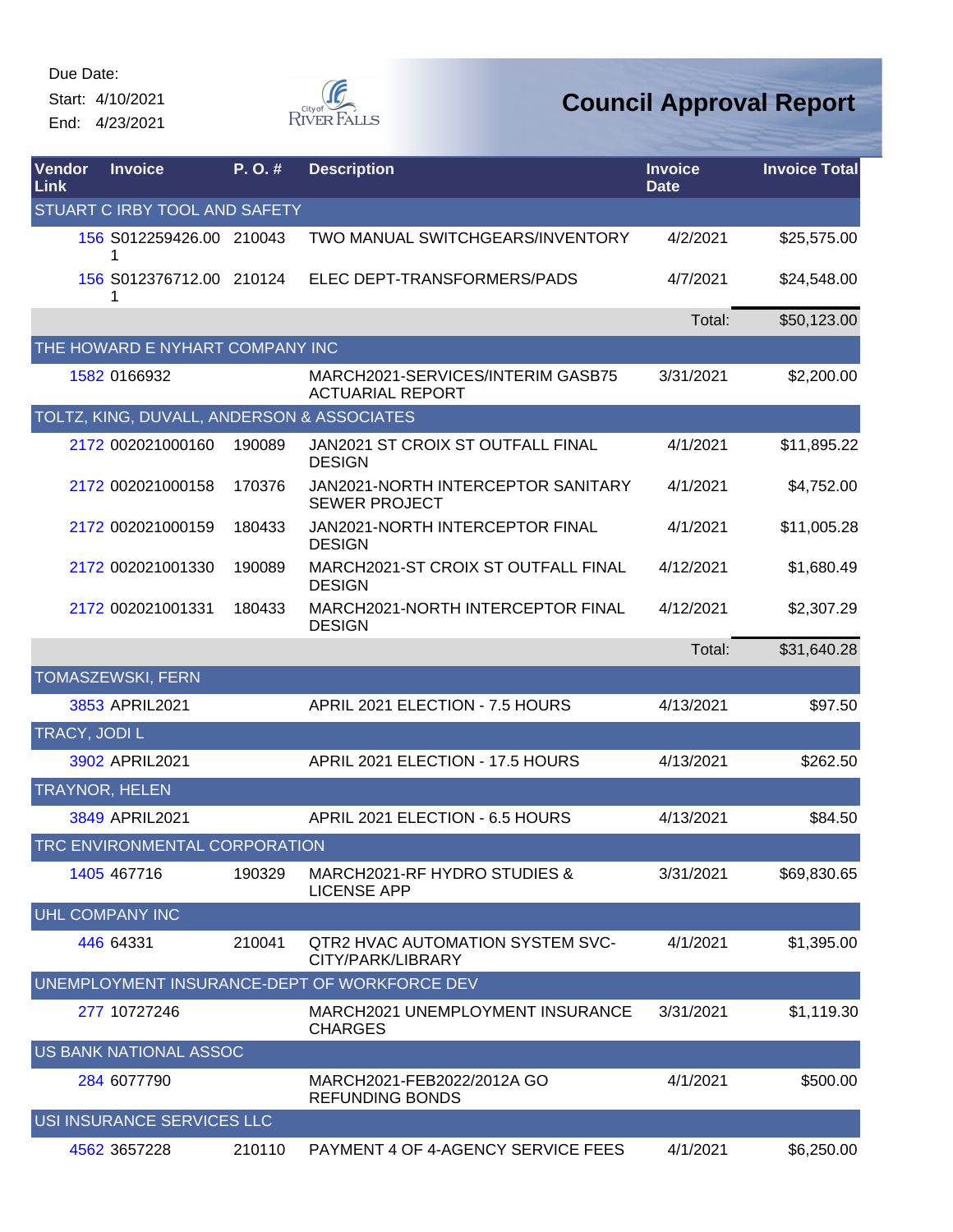Due Date:

Start: 4/10/2021

End: 4/23/2021

# Council Approval Report

| Vendor Link | Invoice | P. O. # | Description | Invoice Date | Invoice Total |
|---|---|---|---|---|---|
| STUART C IRBY TOOL AND SAFETY | | | | | |
| 156 | S012259426.001 | 210043 | TWO MANUAL SWITCHGEARS/INVENTORY | 4/2/2021 | $25,575.00 |
| 156 | S012376712.001 | 210124 | ELEC DEPT-TRANSFORMERS/PADS | 4/7/2021 | $24,548.00 |
| | | | | Total: | $50,123.00 |
| THE HOWARD E NYHART COMPANY INC | | | | | |
| 1582 | 0166932 | | MARCH2021-SERVICES/INTERIM GASB75 ACTUARIAL REPORT | 3/31/2021 | $2,200.00 |
| TOLTZ, KING, DUVALL, ANDERSON & ASSOCIATES | | | | | |
| 2172 | 002021000160 | 190089 | JAN2021 ST CROIX ST OUTFALL FINAL DESIGN | 4/1/2021 | $11,895.22 |
| 2172 | 002021000158 | 170376 | JAN2021-NORTH INTERCEPTOR SANITARY SEWER PROJECT | 4/1/2021 | $4,752.00 |
| 2172 | 002021000159 | 180433 | JAN2021-NORTH INTERCEPTOR FINAL DESIGN | 4/1/2021 | $11,005.28 |
| 2172 | 002021001330 | 190089 | MARCH2021-ST CROIX ST OUTFALL FINAL DESIGN | 4/12/2021 | $1,680.49 |
| 2172 | 002021001331 | 180433 | MARCH2021-NORTH INTERCEPTOR FINAL DESIGN | 4/12/2021 | $2,307.29 |
| | | | | Total: | $31,640.28 |
| TOMASZEWSKI, FERN | | | | | |
| 3853 | APRIL2021 | | APRIL 2021 ELECTION - 7.5 HOURS | 4/13/2021 | $97.50 |
| TRACY, JODI L | | | | | |
| 3902 | APRIL2021 | | APRIL 2021 ELECTION - 17.5 HOURS | 4/13/2021 | $262.50 |
| TRAYNOR, HELEN | | | | | |
| 3849 | APRIL2021 | | APRIL 2021 ELECTION - 6.5 HOURS | 4/13/2021 | $84.50 |
| TRC ENVIRONMENTAL CORPORATION | | | | | |
| 1405 | 467716 | 190329 | MARCH2021-RF HYDRO STUDIES & LICENSE APP | 3/31/2021 | $69,830.65 |
| UHL COMPANY INC | | | | | |
| 446 | 64331 | 210041 | QTR2 HVAC AUTOMATION SYSTEM SVC-CITY/PARK/LIBRARY | 4/1/2021 | $1,395.00 |
| UNEMPLOYMENT INSURANCE-DEPT OF WORKFORCE DEV | | | | | |
| 277 | 10727246 | | MARCH2021 UNEMPLOYMENT INSURANCE CHARGES | 3/31/2021 | $1,119.30 |
| US BANK NATIONAL ASSOC | | | | | |
| 284 | 6077790 | | MARCH2021-FEB2022/2012A GO REFUNDING BONDS | 4/1/2021 | $500.00 |
| USI INSURANCE SERVICES LLC | | | | | |
| 4562 | 3657228 | 210110 | PAYMENT 4 OF 4-AGENCY SERVICE FEES | 4/1/2021 | $6,250.00 |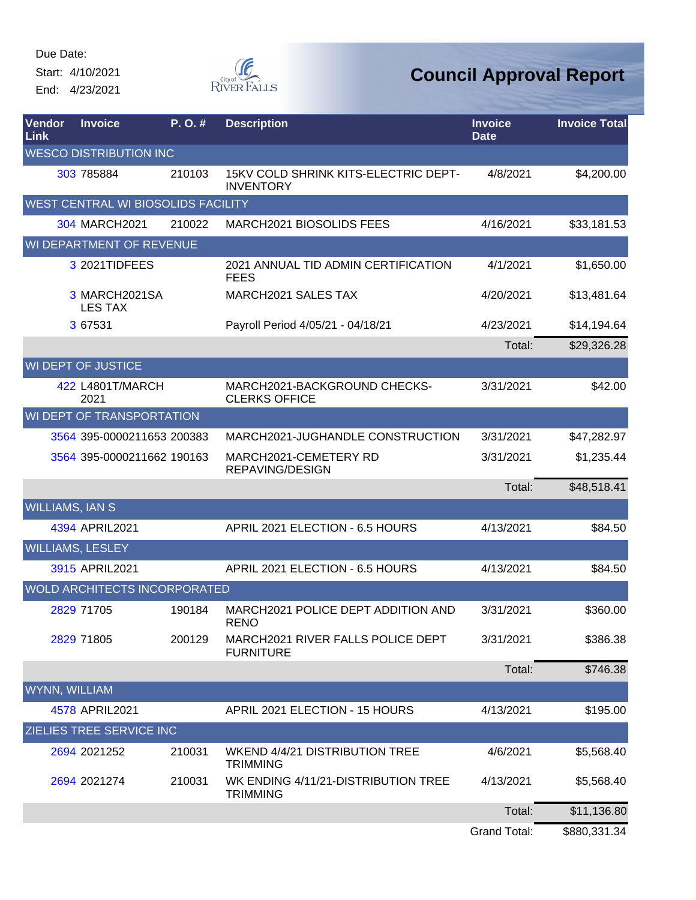Due Date:
Start: 4/10/2021
End: 4/23/2021

City of River Falls

# Council Approval Report

| Vendor Link | Invoice | P. O. # | Description | Invoice Date | Invoice Total |
|---|---|---|---|---|---|
| WESCO DISTRIBUTION INC | | | | | |
| 303 | 785884 | 210103 | 15KV COLD SHRINK KITS-ELECTRIC DEPT-INVENTORY | 4/8/2021 | $4,200.00 |
| WEST CENTRAL WI BIOSOLIDS FACILITY | | | | | |
| 304 | MARCH2021 | 210022 | MARCH2021 BIOSOLIDS FEES | 4/16/2021 | $33,181.53 |
| WI DEPARTMENT OF REVENUE | | | | | |
| 3 | 2021TIDFEES | | 2021 ANNUAL TID ADMIN CERTIFICATION FEES | 4/1/2021 | $1,650.00 |
| 3 | MARCH2021SALES TAX | | MARCH2021 SALES TAX | 4/20/2021 | $13,481.64 |
| 3 | 67531 | | Payroll Period 4/05/21 - 04/18/21 | 4/23/2021 | $14,194.64 |
| | | | | Total: | $29,326.28 |
| WI DEPT OF JUSTICE | | | | | |
| 422 | L4801T/MARCH 2021 | | MARCH2021-BACKGROUND CHECKS-CLERKS OFFICE | 3/31/2021 | $42.00 |
| WI DEPT OF TRANSPORTATION | | | | | |
| 3564 | 395-0000211653 | 200383 | MARCH2021-JUGHANDLE CONSTRUCTION | 3/31/2021 | $47,282.97 |
| 3564 | 395-0000211662 | 190163 | MARCH2021-CEMETERY RD REPAVING/DESIGN | 3/31/2021 | $1,235.44 |
| | | | | Total: | $48,518.41 |
| WILLIAMS, IAN S | | | | | |
| 4394 | APRIL2021 | | APRIL 2021 ELECTION - 6.5 HOURS | 4/13/2021 | $84.50 |
| WILLIAMS, LESLEY | | | | | |
| 3915 | APRIL2021 | | APRIL 2021 ELECTION - 6.5 HOURS | 4/13/2021 | $84.50 |
| WOLD ARCHITECTS INCORPORATED | | | | | |
| 2829 | 71705 | 190184 | MARCH2021 POLICE DEPT ADDITION AND RENO | 3/31/2021 | $360.00 |
| 2829 | 71805 | 200129 | MARCH2021 RIVER FALLS POLICE DEPT FURNITURE | 3/31/2021 | $386.38 |
| | | | | Total: | $746.38 |
| WYNN, WILLIAM | | | | | |
| 4578 | APRIL2021 | | APRIL 2021 ELECTION - 15 HOURS | 4/13/2021 | $195.00 |
| ZIELIES TREE SERVICE INC | | | | | |
| 2694 | 2021252 | 210031 | WKEND 4/4/21 DISTRIBUTION TREE TRIMMING | 4/6/2021 | $5,568.40 |
| 2694 | 2021274 | 210031 | WK ENDING 4/11/21-DISTRIBUTION TREE TRIMMING | 4/13/2021 | $5,568.40 |
| | | | | Total: | $11,136.80 |
| | | | | Grand Total: | $880,331.34 |